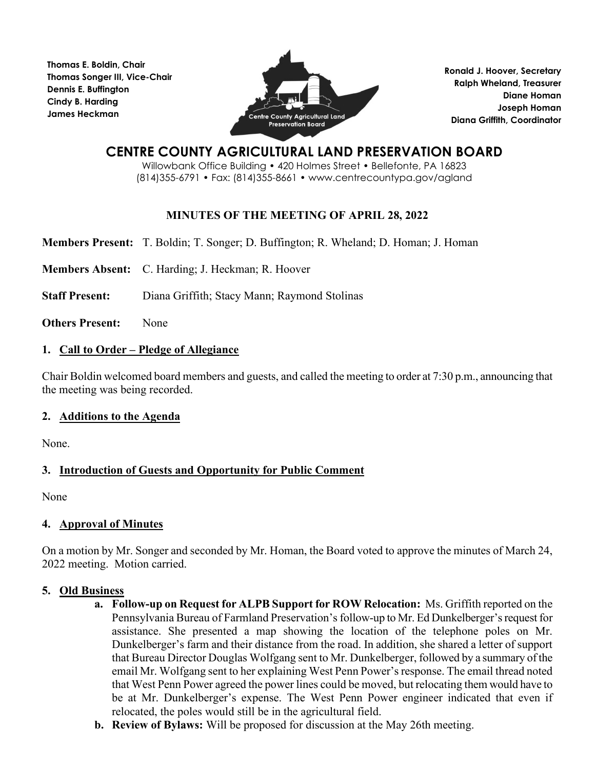Thomas E. Boldin, Chair
Thomas Songer III, Vice-Chair
Dennis E. Buffington
Cindy B. Harding
James Heckman

Ronald J. Hoover, Secretary
Ralph Wheland, Treasurer
Diane Homan
Joseph Homan
Diana Griffith, Coordinator

# CENTRE COUNTY AGRICULTURAL LAND PRESERVATION BOARD

Willowbank Office Building • 420 Holmes Street • Bellefonte, PA 16823
(814)355-6791 • Fax: (814)355-8661 • www.centrecountypa.gov/agland

## MINUTES OF THE MEETING OF APRIL 28, 2022

**Members Present:** T. Boldin; T. Songer; D. Buffington; R. Wheland; D. Homan; J. Homan

**Members Absent:** C. Harding; J. Heckman; R. Hoover

**Staff Present:** Diana Griffith; Stacy Mann; Raymond Stolinas

**Others Present:** None

### 1. Call to Order – Pledge of Allegiance

Chair Boldin welcomed board members and guests, and called the meeting to order at 7:30 p.m., announcing that the meeting was being recorded.

### 2. Additions to the Agenda

None.

### 3. Introduction of Guests and Opportunity for Public Comment

None

### 4. Approval of Minutes

On a motion by Mr. Songer and seconded by Mr. Homan, the Board voted to approve the minutes of March 24, 2022 meeting. Motion carried.

### 5. Old Business

- **a. Follow-up on Request for ALPB Support for ROW Relocation:** Ms. Griffith reported on the Pennsylvania Bureau of Farmland Preservation's follow-up to Mr. Ed Dunkelberger's request for assistance. She presented a map showing the location of the telephone poles on Mr. Dunkelberger's farm and their distance from the road. In addition, she shared a letter of support that Bureau Director Douglas Wolfgang sent to Mr. Dunkelberger, followed by a summary of the email Mr. Wolfgang sent to her explaining West Penn Power's response. The email thread noted that West Penn Power agreed the power lines could be moved, but relocating them would have to be at Mr. Dunkelberger's expense. The West Penn Power engineer indicated that even if relocated, the poles would still be in the agricultural field.
- **b. Review of Bylaws:** Will be proposed for discussion at the May 26th meeting.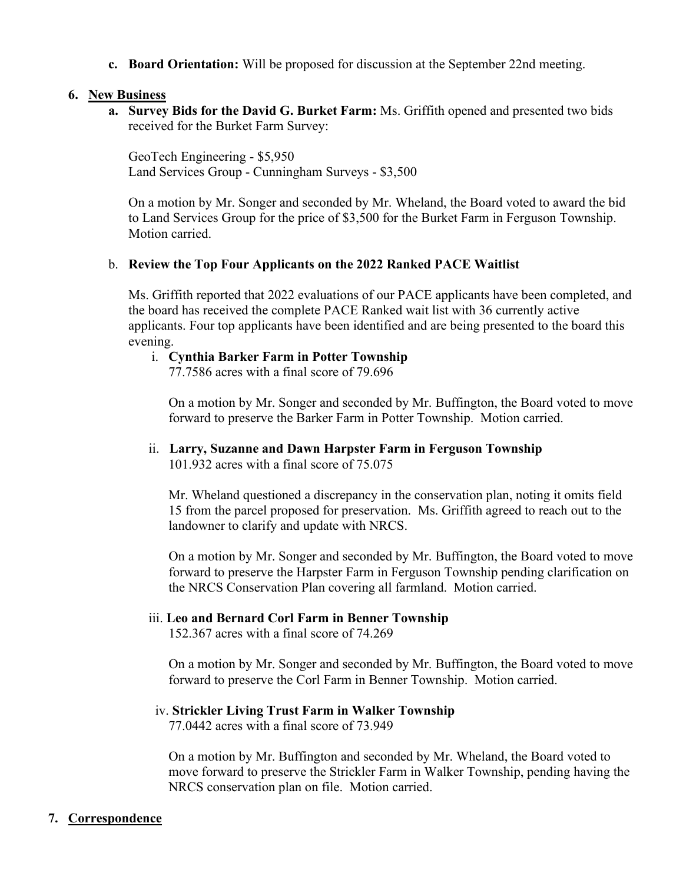**c. Board Orientation:** Will be proposed for discussion at the September 22nd meeting.

**6. New Business**

**a. Survey Bids for the David G. Burket Farm:** Ms. Griffith opened and presented two bids received for the Burket Farm Survey:

GeoTech Engineering - $5,950
Land Services Group - Cunningham Surveys - $3,500

On a motion by Mr. Songer and seconded by Mr. Wheland, the Board voted to award the bid to Land Services Group for the price of $3,500 for the Burket Farm in Ferguson Township. Motion carried.

b. **Review the Top Four Applicants on the 2022 Ranked PACE Waitlist**

Ms. Griffith reported that 2022 evaluations of our PACE applicants have been completed, and the board has received the complete PACE Ranked wait list with 36 currently active applicants. Four top applicants have been identified and are being presented to the board this evening.

i. **Cynthia Barker Farm in Potter Township**
77.7586 acres with a final score of 79.696

On a motion by Mr. Songer and seconded by Mr. Buffington, the Board voted to move forward to preserve the Barker Farm in Potter Township. Motion carried.

ii. **Larry, Suzanne and Dawn Harpster Farm in Ferguson Township**
101.932 acres with a final score of 75.075

Mr. Wheland questioned a discrepancy in the conservation plan, noting it omits field 15 from the parcel proposed for preservation. Ms. Griffith agreed to reach out to the landowner to clarify and update with NRCS.

On a motion by Mr. Songer and seconded by Mr. Buffington, the Board voted to move forward to preserve the Harpster Farm in Ferguson Township pending clarification on the NRCS Conservation Plan covering all farmland. Motion carried.

iii. **Leo and Bernard Corl Farm in Benner Township**
152.367 acres with a final score of 74.269

On a motion by Mr. Songer and seconded by Mr. Buffington, the Board voted to move forward to preserve the Corl Farm in Benner Township. Motion carried.

iv. **Strickler Living Trust Farm in Walker Township**
77.0442 acres with a final score of 73.949

On a motion by Mr. Buffington and seconded by Mr. Wheland, the Board voted to move forward to preserve the Strickler Farm in Walker Township, pending having the NRCS conservation plan on file. Motion carried.

**7. Correspondence**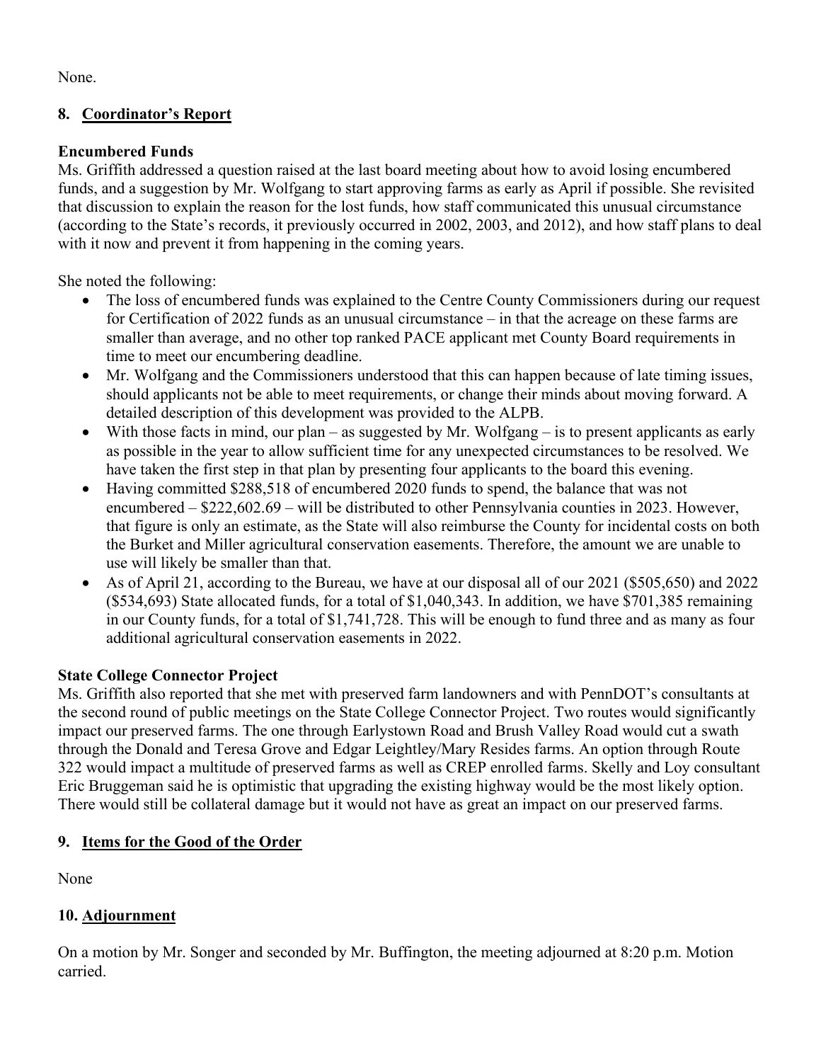None.

## 8. Coordinator's Report

**Encumbered Funds**
Ms. Griffith addressed a question raised at the last board meeting about how to avoid losing encumbered funds, and a suggestion by Mr. Wolfgang to start approving farms as early as April if possible. She revisited that discussion to explain the reason for the lost funds, how staff communicated this unusual circumstance (according to the State's records, it previously occurred in 2002, 2003, and 2012), and how staff plans to deal with it now and prevent it from happening in the coming years.

She noted the following:

- The loss of encumbered funds was explained to the Centre County Commissioners during our request for Certification of 2022 funds as an unusual circumstance – in that the acreage on these farms are smaller than average, and no other top ranked PACE applicant met County Board requirements in time to meet our encumbering deadline.
- Mr. Wolfgang and the Commissioners understood that this can happen because of late timing issues, should applicants not be able to meet requirements, or change their minds about moving forward. A detailed description of this development was provided to the ALPB.
- With those facts in mind, our plan – as suggested by Mr. Wolfgang – is to present applicants as early as possible in the year to allow sufficient time for any unexpected circumstances to be resolved. We have taken the first step in that plan by presenting four applicants to the board this evening.
- Having committed $288,518 of encumbered 2020 funds to spend, the balance that was not encumbered – $222,602.69 – will be distributed to other Pennsylvania counties in 2023. However, that figure is only an estimate, as the State will also reimburse the County for incidental costs on both the Burket and Miller agricultural conservation easements. Therefore, the amount we are unable to use will likely be smaller than that.
- As of April 21, according to the Bureau, we have at our disposal all of our 2021 ($505,650) and 2022 ($534,693) State allocated funds, for a total of $1,040,343. In addition, we have $701,385 remaining in our County funds, for a total of $1,741,728. This will be enough to fund three and as many as four additional agricultural conservation easements in 2022.

**State College Connector Project**
Ms. Griffith also reported that she met with preserved farm landowners and with PennDOT's consultants at the second round of public meetings on the State College Connector Project. Two routes would significantly impact our preserved farms. The one through Earlystown Road and Brush Valley Road would cut a swath through the Donald and Teresa Grove and Edgar Leightley/Mary Resides farms. An option through Route 322 would impact a multitude of preserved farms as well as CREP enrolled farms. Skelly and Loy consultant Eric Bruggeman said he is optimistic that upgrading the existing highway would be the most likely option. There would still be collateral damage but it would not have as great an impact on our preserved farms.

## 9. Items for the Good of the Order

None

## 10. Adjournment

On a motion by Mr. Songer and seconded by Mr. Buffington, the meeting adjourned at 8:20 p.m. Motion carried.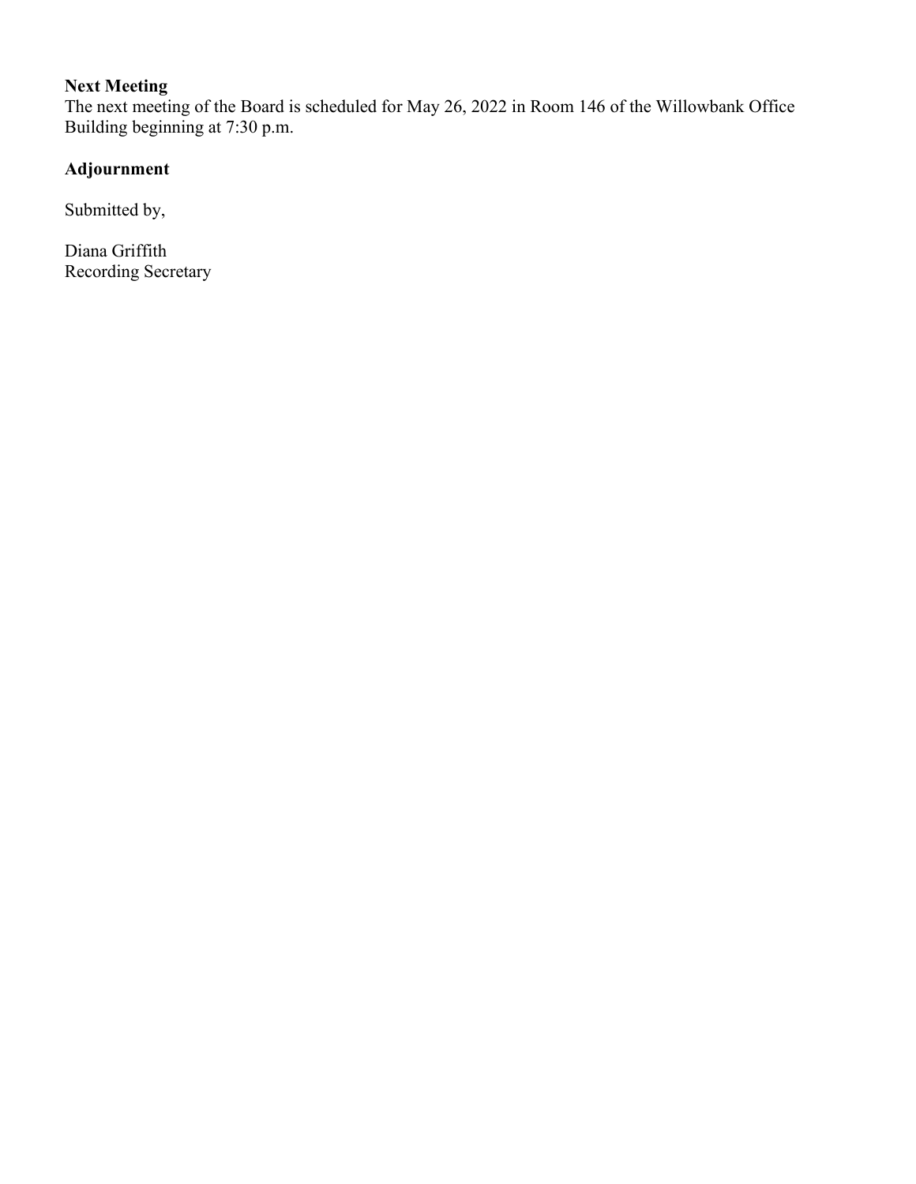**Next Meeting**
The next meeting of the Board is scheduled for May 26, 2022 in Room 146 of the Willowbank Office Building beginning at 7:30 p.m.

**Adjournment**

Submitted by,

Diana Griffith
Recording Secretary